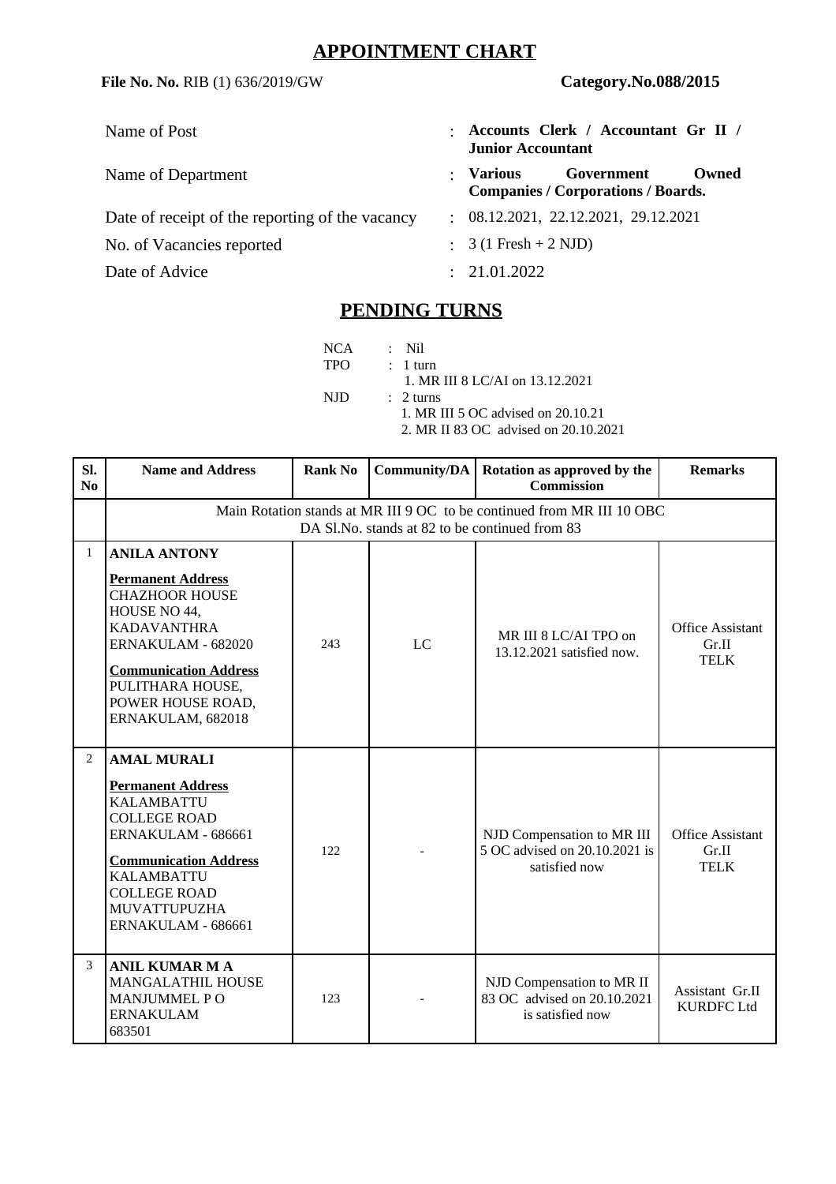# APPOINTMENT CHART

**File No. No.** RIB (1) 636/2019/GW **Category.No.088/2015**

| | | |
|---|---|---|
| Name of Post | : | **Accounts Clerk / Accountant Gr II / Junior Accountant** |
| Name of Department | : | **Various Government Owned Companies / Corporations / Boards.** |
| Date of receipt of the reporting of the vacancy | : | 08.12.2021, 22.12.2021, 29.12.2021 |
| No. of Vacancies reported | : | 3 (1 Fresh + 2 NJD) |
| Date of Advice | : | 21.01.2022 |

## PENDING TURNS

NCA : Nil

TPO : 1 turn
1. MR III 8 LC/AI on 13.12.2021

NJD : 2 turns
1. MR III 5 OC advised on 20.10.21
2. MR II 83 OC advised on 20.10.2021

| Sl. No | Name and Address | Rank No | Community/DA | Rotation as approved by the Commission | Remarks |
|---|---|---|---|---|---|
| | Main Rotation stands at MR III 9 OC to be continued from MR III 10 OBC<br>DA Sl.No. stands at 82 to be continued from 83 | | | | |
| 1 | **ANILA ANTONY**<br><br>**Permanent Address**<br>CHAZHOOR HOUSE<br>HOUSE NO 44,<br>KADAVANTHRA<br>ERNAKULAM - 682020<br><br>**Communication Address**<br>PULITHARA HOUSE,<br>POWER HOUSE ROAD,<br>ERNAKULAM, 682018 | 243 | LC | MR III 8 LC/AI TPO on 13.12.2021 satisfied now. | Office Assistant Gr.II TELK |
| 2 | **AMAL MURALI**<br><br>**Permanent Address**<br>KALAMBATTU<br>COLLEGE ROAD<br>ERNAKULAM - 686661<br><br>**Communication Address**<br>KALAMBATTU<br>COLLEGE ROAD<br>MUVATTUPUZHA<br>ERNAKULAM - 686661 | 122 | - | NJD Compensation to MR III 5 OC advised on 20.10.2021 is satisfied now | Office Assistant Gr.II TELK |
| 3 | **ANIL KUMAR M A**<br>MANGALATHIL HOUSE<br>MANJUMMEL P O<br>ERNAKULAM<br>683501 | 123 | - | NJD Compensation to MR II 83 OC advised on 20.10.2021 is satisfied now | Assistant Gr.II KURDFC Ltd |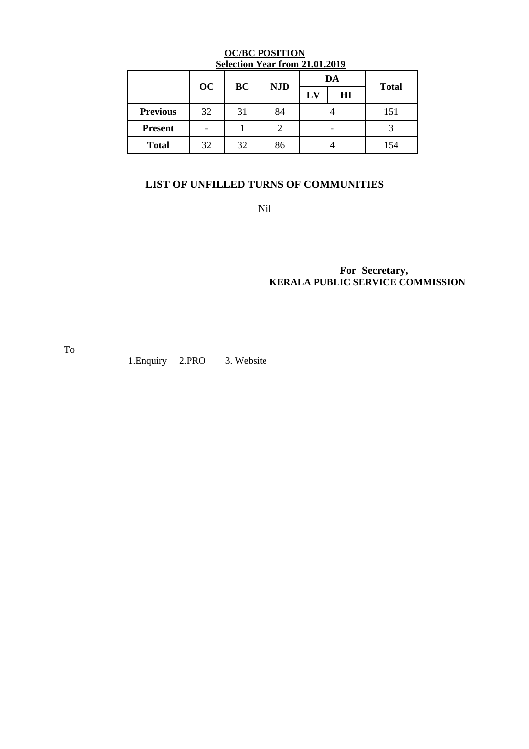**OC/BC POSITION**
**Selection Year from 21.01.2019**

| | OC | BC | NJD | DA | | Total |
|---|---|---|---|---|---|---|
| | | | | LV | HI | |
| **Previous** | 32 | 31 | 84 | 4 | | 151 |
| **Present** | - | 1 | 2 | - | | 3 |
| **Total** | 32 | 32 | 86 | 4 | | 154 |

**LIST OF UNFILLED TURNS OF COMMUNITIES**

Nil

**For Secretary,**
**KERALA PUBLIC SERVICE COMMISSION**

To

1.Enquiry 2.PRO 3. Website